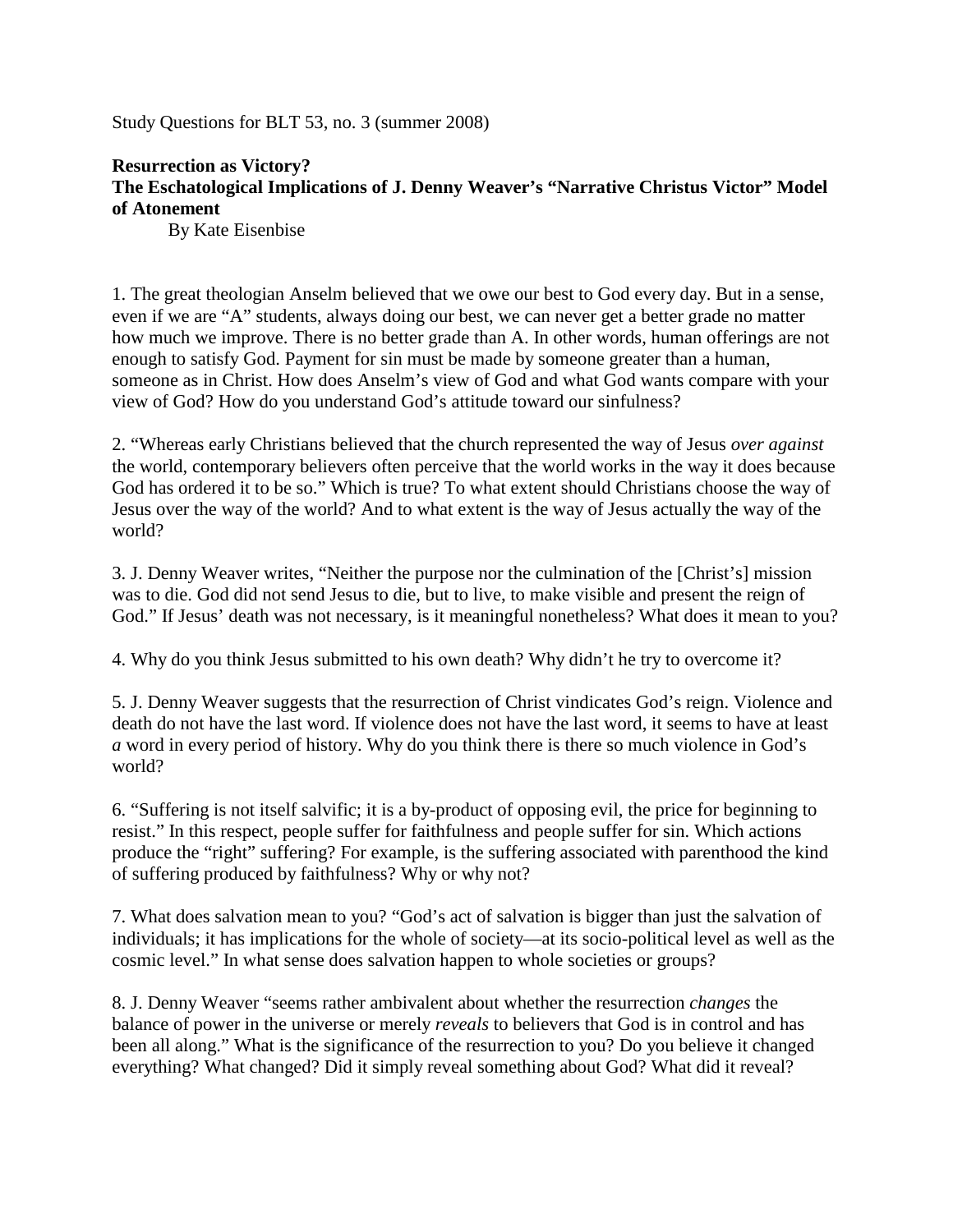Study Questions for BLT 53, no. 3 (summer 2008)

**Resurrection as Victory?**
**The Eschatological Implications of J. Denny Weaver's "Narrative Christus Victor" Model of Atonement**

By Kate Eisenbise

1. The great theologian Anselm believed that we owe our best to God every day. But in a sense, even if we are "A" students, always doing our best, we can never get a better grade no matter how much we improve. There is no better grade than A. In other words, human offerings are not enough to satisfy God. Payment for sin must be made by someone greater than a human, someone as in Christ. How does Anselm's view of God and what God wants compare with your view of God? How do you understand God's attitude toward our sinfulness?

2. "Whereas early Christians believed that the church represented the way of Jesus *over against* the world, contemporary believers often perceive that the world works in the way it does because God has ordered it to be so." Which is true? To what extent should Christians choose the way of Jesus over the way of the world? And to what extent is the way of Jesus actually the way of the world?

3. J. Denny Weaver writes, "Neither the purpose nor the culmination of the [Christ's] mission was to die. God did not send Jesus to die, but to live, to make visible and present the reign of God." If Jesus' death was not necessary, is it meaningful nonetheless? What does it mean to you?

4. Why do you think Jesus submitted to his own death? Why didn't he try to overcome it?

5. J. Denny Weaver suggests that the resurrection of Christ vindicates God's reign. Violence and death do not have the last word. If violence does not have the last word, it seems to have at least *a* word in every period of history. Why do you think there is there so much violence in God's world?

6. "Suffering is not itself salvific; it is a by-product of opposing evil, the price for beginning to resist." In this respect, people suffer for faithfulness and people suffer for sin. Which actions produce the "right" suffering? For example, is the suffering associated with parenthood the kind of suffering produced by faithfulness? Why or why not?

7. What does salvation mean to you? "God's act of salvation is bigger than just the salvation of individuals; it has implications for the whole of society—at its socio-political level as well as the cosmic level." In what sense does salvation happen to whole societies or groups?

8. J. Denny Weaver "seems rather ambivalent about whether the resurrection *changes* the balance of power in the universe or merely *reveals* to believers that God is in control and has been all along." What is the significance of the resurrection to you? Do you believe it changed everything? What changed? Did it simply reveal something about God? What did it reveal?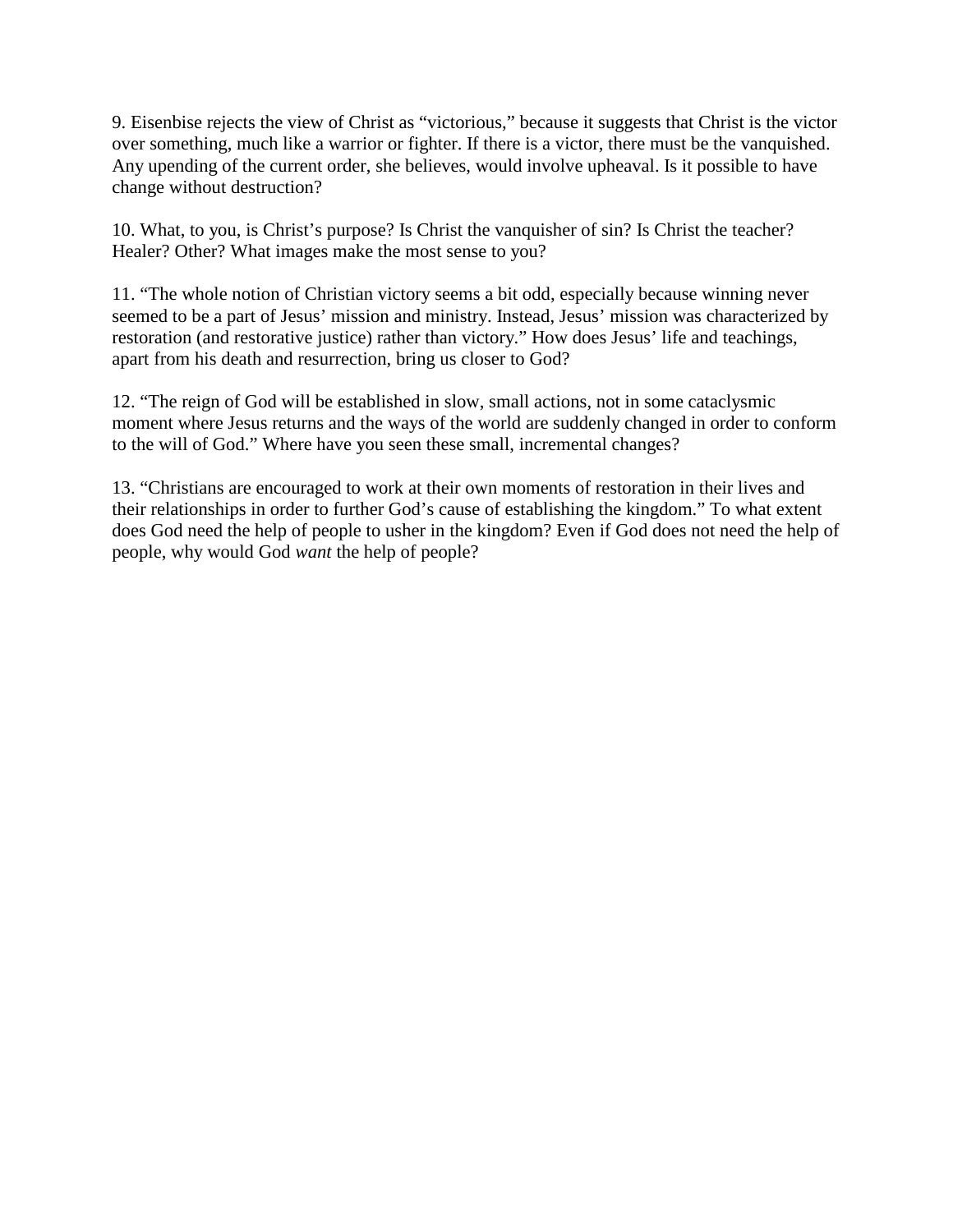9. Eisenbise rejects the view of Christ as “victorious,” because it suggests that Christ is the victor over something, much like a warrior or fighter. If there is a victor, there must be the vanquished. Any upending of the current order, she believes, would involve upheaval. Is it possible to have change without destruction?

10. What, to you, is Christ’s purpose? Is Christ the vanquisher of sin? Is Christ the teacher? Healer? Other? What images make the most sense to you?

11. “The whole notion of Christian victory seems a bit odd, especially because winning never seemed to be a part of Jesus’ mission and ministry. Instead, Jesus’ mission was characterized by restoration (and restorative justice) rather than victory.” How does Jesus’ life and teachings, apart from his death and resurrection, bring us closer to God?

12. “The reign of God will be established in slow, small actions, not in some cataclysmic moment where Jesus returns and the ways of the world are suddenly changed in order to conform to the will of God.” Where have you seen these small, incremental changes?

13. “Christians are encouraged to work at their own moments of restoration in their lives and their relationships in order to further God’s cause of establishing the kingdom.” To what extent does God need the help of people to usher in the kingdom? Even if God does not need the help of people, why would God *want* the help of people?